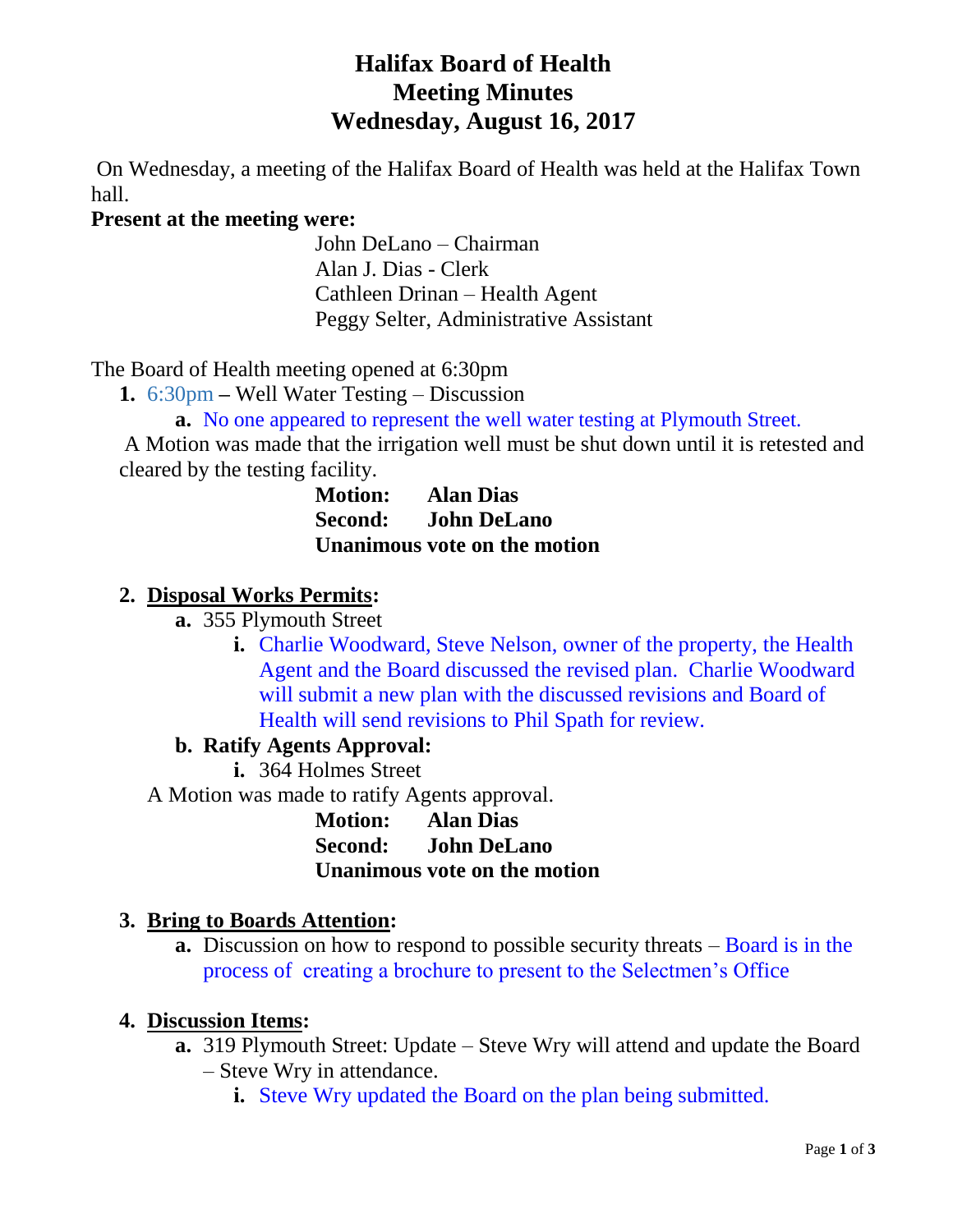# Halifax Board of Health
# Meeting Minutes
# Wednesday, August 16, 2017

On Wednesday, a meeting of the Halifax Board of Health was held at the Halifax Town hall.

**Present at the meeting were:**

John DeLano – Chairman
Alan J. Dias - Clerk
Cathleen Drinan – Health Agent
Peggy Selter, Administrative Assistant

The Board of Health meeting opened at 6:30pm

1. 6:30pm – Well Water Testing – Discussion
    a. No one appeared to represent the well water testing at Plymouth Street.

    A Motion was made that the irrigation well must be shut down until it is retested and cleared by the testing facility.

    **Motion: Alan Dias**
    **Second: John DeLano**
    **Unanimous vote on the motion**

2. **Disposal Works Permits:**
    a. 355 Plymouth Street
        i. Charlie Woodward, Steve Nelson, owner of the property, the Health Agent and the Board discussed the revised plan. Charlie Woodward will submit a new plan with the discussed revisions and Board of Health will send revisions to Phil Spath for review.
    b. **Ratify Agents Approval:**
        i. 364 Holmes Street

    A Motion was made to ratify Agents approval.

    **Motion: Alan Dias**
    **Second: John DeLano**
    **Unanimous vote on the motion**

3. **Bring to Boards Attention:**
    a. Discussion on how to respond to possible security threats – Board is in the process of creating a brochure to present to the Selectmen's Office

4. **Discussion Items:**
    a. 319 Plymouth Street: Update – Steve Wry will attend and update the Board – Steve Wry in attendance.
        i. Steve Wry updated the Board on the plan being submitted.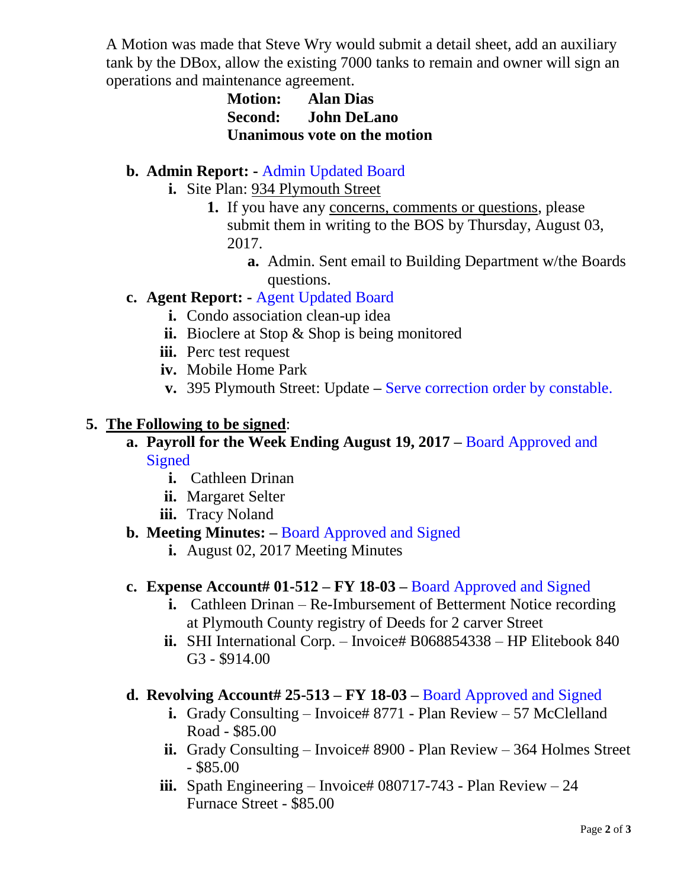A Motion was made that Steve Wry would submit a detail sheet, add an auxiliary tank by the DBox, allow the existing 7000 tanks to remain and owner will sign an operations and maintenance agreement.

**Motion: Alan Dias**
**Second: John DeLano**
**Unanimous vote on the motion**

- **b. Admin Report: -** Admin Updated Board
  - i. Site Plan: <u>934 Plymouth Street</u>
    1. If you have any <u>concerns, comments or questions</u>, please submit them in writing to the BOS by Thursday, August 03, 2017.
       - a. Admin. Sent email to Building Department w/the Boards questions.
- **c. Agent Report: -** Agent Updated Board
  - i. Condo association clean-up idea
  - ii. Bioclere at Stop & Shop is being monitored
  - iii. Perc test request
  - iv. Mobile Home Park
  - v. 395 Plymouth Street: Update – Serve correction order by constable.

**5. <u>The Following to be signed</u>:**

- **a. Payroll for the Week Ending August 19, 2017 –** Board Approved and Signed
  - i. Cathleen Drinan
  - ii. Margaret Selter
  - iii. Tracy Noland
- **b. Meeting Minutes: –** Board Approved and Signed
  - i. August 02, 2017 Meeting Minutes
- **c. Expense Account# 01-512 – FY 18-03 –** Board Approved and Signed
  - i. Cathleen Drinan – Re-Imbursement of Betterment Notice recording at Plymouth County registry of Deeds for 2 carver Street
  - ii. SHI International Corp. – Invoice# B068854338 – HP Elitebook 840 G3 - $914.00
- **d. Revolving Account# 25-513 – FY 18-03 –** Board Approved and Signed
  - i. Grady Consulting – Invoice# 8771 - Plan Review – 57 McClelland Road - $85.00
  - ii. Grady Consulting – Invoice# 8900 - Plan Review – 364 Holmes Street - $85.00
  - iii. Spath Engineering – Invoice# 080717-743 - Plan Review – 24 Furnace Street - $85.00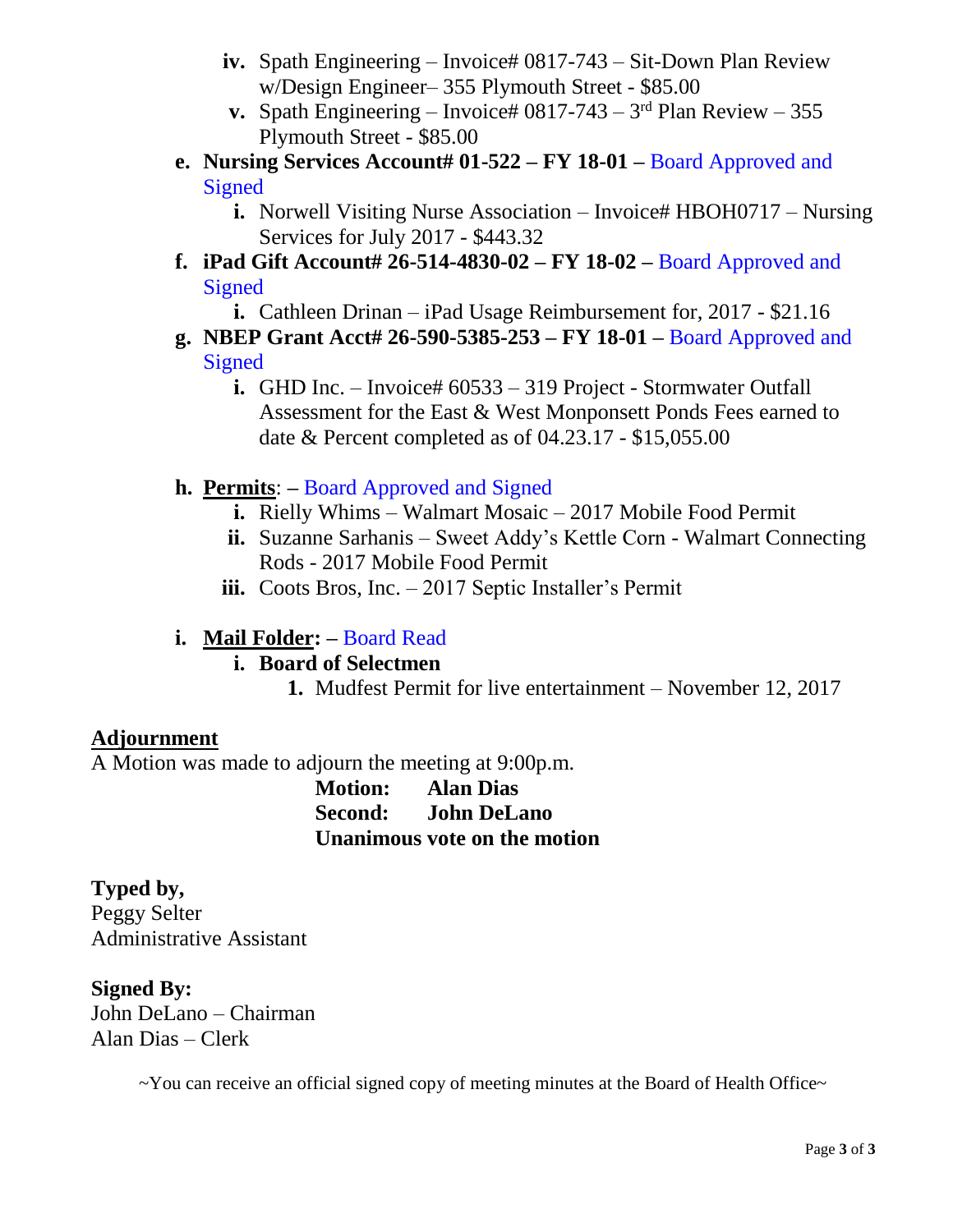- **iv.** Spath Engineering – Invoice# 0817-743 – Sit-Down Plan Review w/Design Engineer– 355 Plymouth Street - $85.00
- **v.** Spath Engineering – Invoice# 0817-743 – 3rd Plan Review – 355 Plymouth Street - $85.00

**e. Nursing Services Account# 01-522 – FY 18-01 –** Board Approved and Signed

- **i.** Norwell Visiting Nurse Association – Invoice# HBOH0717 – Nursing Services for July 2017 - $443.32

**f. iPad Gift Account# 26-514-4830-02 – FY 18-02 –** Board Approved and Signed

- **i.** Cathleen Drinan – iPad Usage Reimbursement for, 2017 - $21.16

**g. NBEP Grant Acct# 26-590-5385-253 – FY 18-01 –** Board Approved and Signed

- **i.** GHD Inc. – Invoice# 60533 – 319 Project - Stormwater Outfall Assessment for the East & West Monponsett Ponds Fees earned to date & Percent completed as of 04.23.17 - $15,055.00

**h. <u>Permits</u>: –** Board Approved and Signed

- **i.** Rielly Whims – Walmart Mosaic – 2017 Mobile Food Permit
- **ii.** Suzanne Sarhanis – Sweet Addy's Kettle Corn - Walmart Connecting Rods - 2017 Mobile Food Permit
- **iii.** Coots Bros, Inc. – 2017 Septic Installer's Permit

**i. <u>Mail Folder</u>: –** Board Read

- **i. Board of Selectmen**
  1. Mudfest Permit for live entertainment – November 12, 2017

## <u>Adjournment</u>

A Motion was made to adjourn the meeting at 9:00p.m.

**Motion: Alan Dias**
**Second: John DeLano**
**Unanimous vote on the motion**

**Typed by,**
Peggy Selter
Administrative Assistant

**Signed By:**
John DeLano – Chairman
Alan Dias – Clerk

~You can receive an official signed copy of meeting minutes at the Board of Health Office~